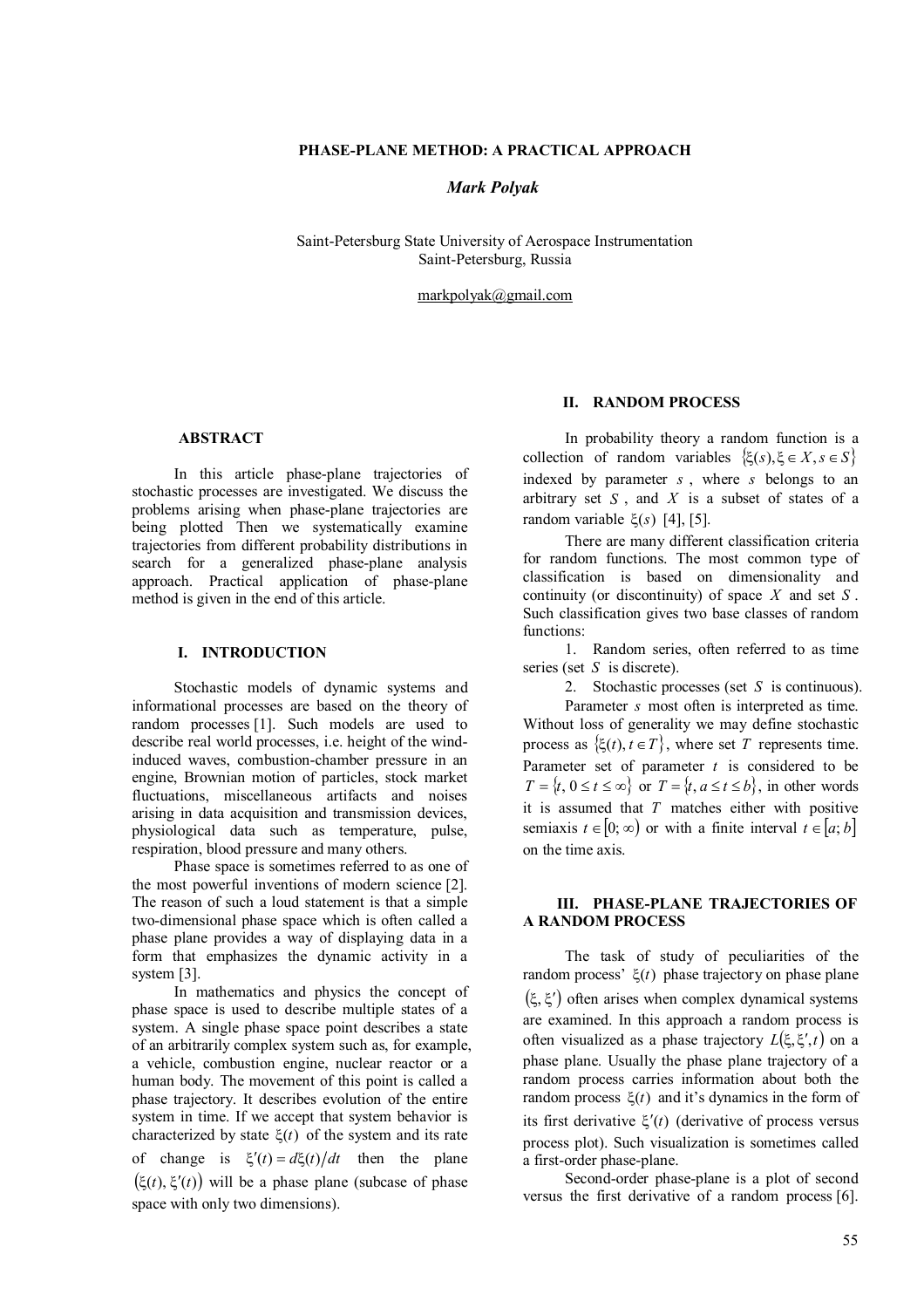# PHASE-PLANE METHOD: A PRACTICAL APPROACH

***Mark Polyak***

Saint-Petersburg State University of Aerospace Instrumentation
Saint-Petersburg, Russia

markpolyak@gmail.com

## ABSTRACT

In this article phase-plane trajectories of stochastic processes are investigated. We discuss the problems arising when phase-plane trajectories are being plotted Then we systematically examine trajectories from different probability distributions in search for a generalized phase-plane analysis approach. Practical application of phase-plane method is given in the end of this article.

## I. INTRODUCTION

Stochastic models of dynamic systems and informational processes are based on the theory of random processes [1]. Such models are used to describe real world processes, i.e. height of the wind-induced waves, combustion-chamber pressure in an engine, Brownian motion of particles, stock market fluctuations, miscellaneous artifacts and noises arising in data acquisition and transmission devices, physiological data such as temperature, pulse, respiration, blood pressure and many others.

Phase space is sometimes referred to as one of the most powerful inventions of modern science [2]. The reason of such a loud statement is that a simple two-dimensional phase space which is often called a phase plane provides a way of displaying data in a form that emphasizes the dynamic activity in a system [3].

In mathematics and physics the concept of phase space is used to describe multiple states of a system. A single phase space point describes a state of an arbitrarily complex system such as, for example, a vehicle, combustion engine, nuclear reactor or a human body. The movement of this point is called a phase trajectory. It describes evolution of the entire system in time. If we accept that system behavior is characterized by state $\xi(t)$ of the system and its rate of change is $\xi'(t) = d\xi(t)/dt$ then the plane $(\xi(t), \xi'(t))$ will be a phase plane (subcase of phase space with only two dimensions).

## II. RANDOM PROCESS

In probability theory a random function is a collection of random variables $\{\xi(s), \xi \in X, s \in S\}$ indexed by parameter $s$, where $s$ belongs to an arbitrary set $S$, and $X$ is a subset of states of a random variable $\xi(s)$ [4], [5].

There are many different classification criteria for random functions. The most common type of classification is based on dimensionality and continuity (or discontinuity) of space $X$ and set $S$. Such classification gives two base classes of random functions:

1. Random series, often referred to as time series (set $S$ is discrete).
2. Stochastic processes (set $S$ is continuous).

Parameter $s$ most often is interpreted as time. Without loss of generality we may define stochastic process as $\{\xi(t), t \in T\}$, where set $T$ represents time. Parameter set of parameter $t$ is considered to be $T = \{t, 0 \le t \le \infty\}$ or $T = \{t, a \le t \le b\}$, in other words it is assumed that $T$ matches either with positive semiaxis $t \in [0; \infty)$ or with a finite interval $t \in [a; b]$ on the time axis.

## III. PHASE-PLANE TRAJECTORIES OF A RANDOM PROCESS

The task of study of peculiarities of the random process' $\xi(t)$ phase trajectory on phase plane $(\xi, \xi')$ often arises when complex dynamical systems are examined. In this approach a random process is often visualized as a phase trajectory $L(\xi, \xi', t)$ on a phase plane. Usually the phase plane trajectory of a random process carries information about both the random process $\xi(t)$ and it's dynamics in the form of its first derivative $\xi'(t)$ (derivative of process versus process plot). Such visualization is sometimes called a first-order phase-plane.

Second-order phase-plane is a plot of second versus the first derivative of a random process [6].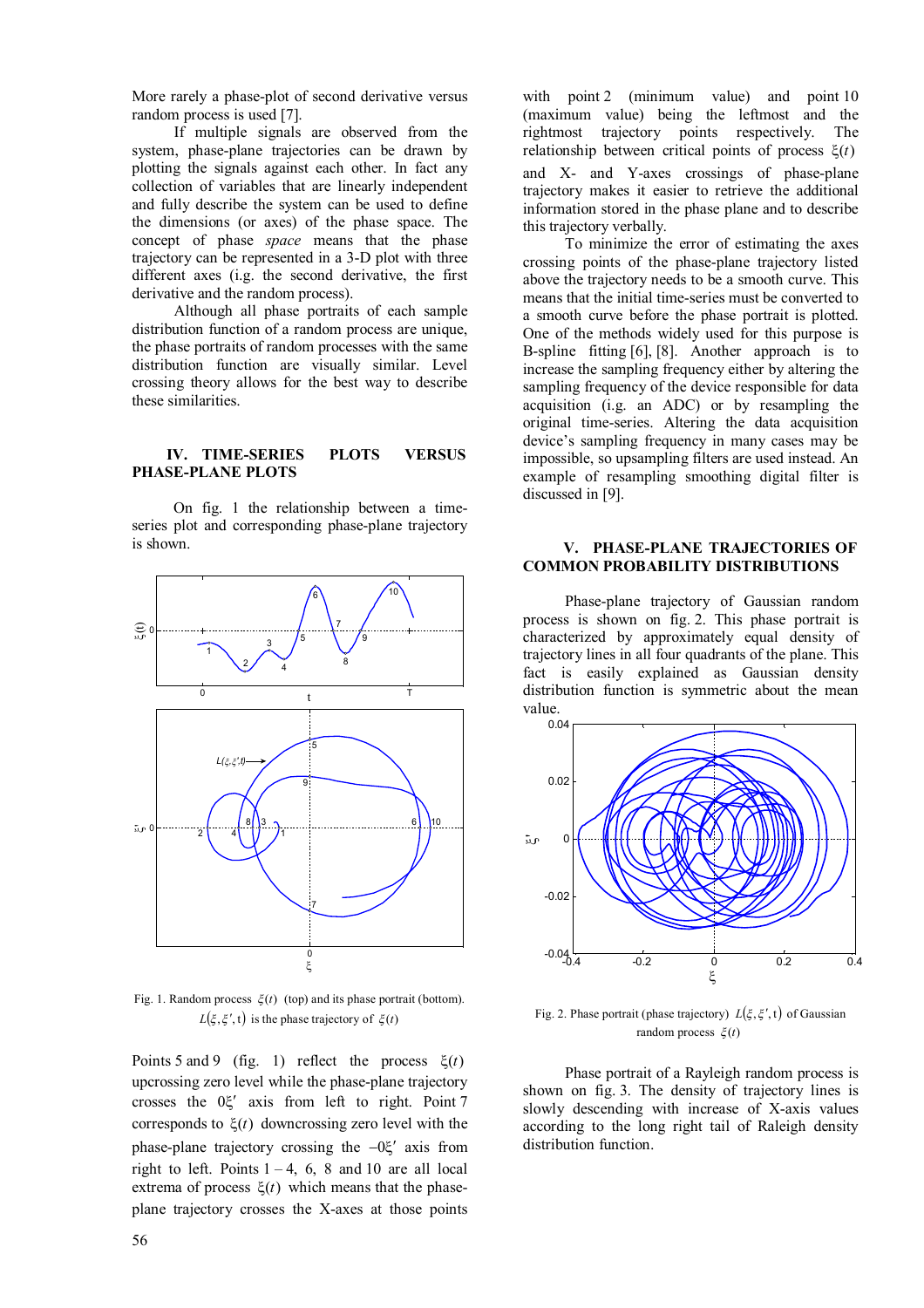More rarely a phase-plot of second derivative versus random process is used [7].

If multiple signals are observed from the system, phase-plane trajectories can be drawn by plotting the signals against each other. In fact any collection of variables that are linearly independent and fully describe the system can be used to define the dimensions (or axes) of the phase space. The concept of phase *space* means that the phase trajectory can be represented in a 3-D plot with three different axes (i.g. the second derivative, the first derivative and the random process).

Although all phase portraits of each sample distribution function of a random process are unique, the phase portraits of random processes with the same distribution function are visually similar. Level crossing theory allows for the best way to describe these similarities.

## IV. TIME-SERIES PLOTS VERSUS PHASE-PLANE PLOTS

On fig. 1 the relationship between a time-series plot and corresponding phase-plane trajectory is shown.

Fig. 1. Random process $\xi(t)$ (top) and its phase portrait (bottom). $L(\xi, \xi', t)$ is the phase trajectory of $\xi(t)$

Points 5 and 9 (fig. 1) reflect the process $\xi(t)$ upcrossing zero level while the phase-plane trajectory crosses the $0\xi'$ axis from left to right. Point 7 corresponds to $\xi(t)$ downcrossing zero level with the phase-plane trajectory crossing the $-0\xi'$ axis from right to left. Points 1 – 4, 6, 8 and 10 are all local extrema of process $\xi(t)$ which means that the phase-plane trajectory crosses the X-axes at those points with point 2 (minimum value) and point 10 (maximum value) being the leftmost and the rightmost trajectory points respectively. The relationship between critical points of process $\xi(t)$ and X- and Y-axes crossings of phase-plane trajectory makes it easier to retrieve the additional information stored in the phase plane and to describe this trajectory verbally.

To minimize the error of estimating the axes crossing points of the phase-plane trajectory listed above the trajectory needs to be a smooth curve. This means that the initial time-series must be converted to a smooth curve before the phase portrait is plotted. One of the methods widely used for this purpose is B-spline fitting [6], [8]. Another approach is to increase the sampling frequency either by altering the sampling frequency of the device responsible for data acquisition (i.g. an ADC) or by resampling the original time-series. Altering the data acquisition device's sampling frequency in many cases may be impossible, so upsampling filters are used instead. An example of resampling smoothing digital filter is discussed in [9].

## V. PHASE-PLANE TRAJECTORIES OF COMMON PROBABILITY DISTRIBUTIONS

Phase-plane trajectory of Gaussian random process is shown on fig. 2. This phase portrait is characterized by approximately equal density of trajectory lines in all four quadrants of the plane. This fact is easily explained as Gaussian density distribution function is symmetric about the mean value.

Fig. 2. Phase portrait (phase trajectory) $L(\xi, \xi', t)$ of Gaussian random process $\xi(t)$

Phase portrait of a Rayleigh random process is shown on fig. 3. The density of trajectory lines is slowly descending with increase of X-axis values according to the long right tail of Raleigh density distribution function.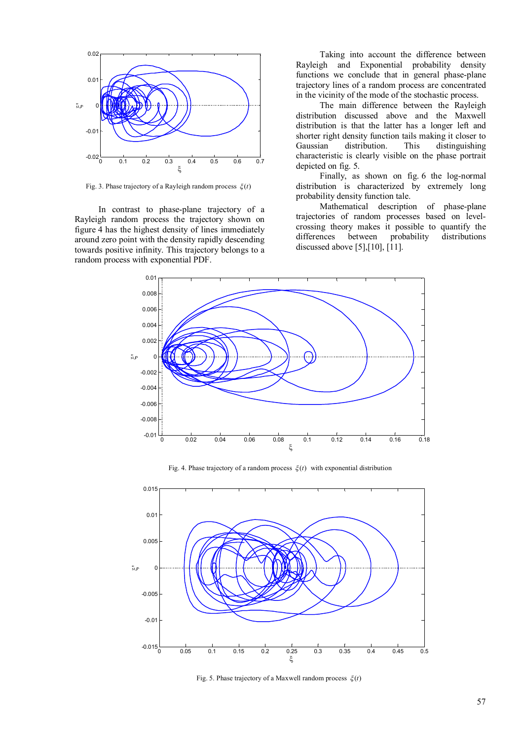Fig. 3. Phase trajectory of a Rayleigh random process $\xi(t)$

In contrast to phase-plane trajectory of a Rayleigh random process the trajectory shown on figure 4 has the highest density of lines immediately around zero point with the density rapidly descending towards positive infinity. This trajectory belongs to a random process with exponential PDF.

Taking into account the difference between Rayleigh and Exponential probability density functions we conclude that in general phase-plane trajectory lines of a random process are concentrated in the vicinity of the mode of the stochastic process.

The main difference between the Rayleigh distribution discussed above and the Maxwell distribution is that the latter has a longer left and shorter right density function tails making it closer to Gaussian distribution. This distinguishing characteristic is clearly visible on the phase portrait depicted on fig. 5.

Finally, as shown on fig. 6 the log-normal distribution is characterized by extremely long probability density function tale.

Mathematical description of phase-plane trajectories of random processes based on level-crossing theory makes it possible to quantify the differences between probability distributions discussed above [5],[10], [11].

Fig. 4. Phase trajectory of a random process $\xi(t)$ with exponential distribution

Fig. 5. Phase trajectory of a Maxwell random process $\xi(t)$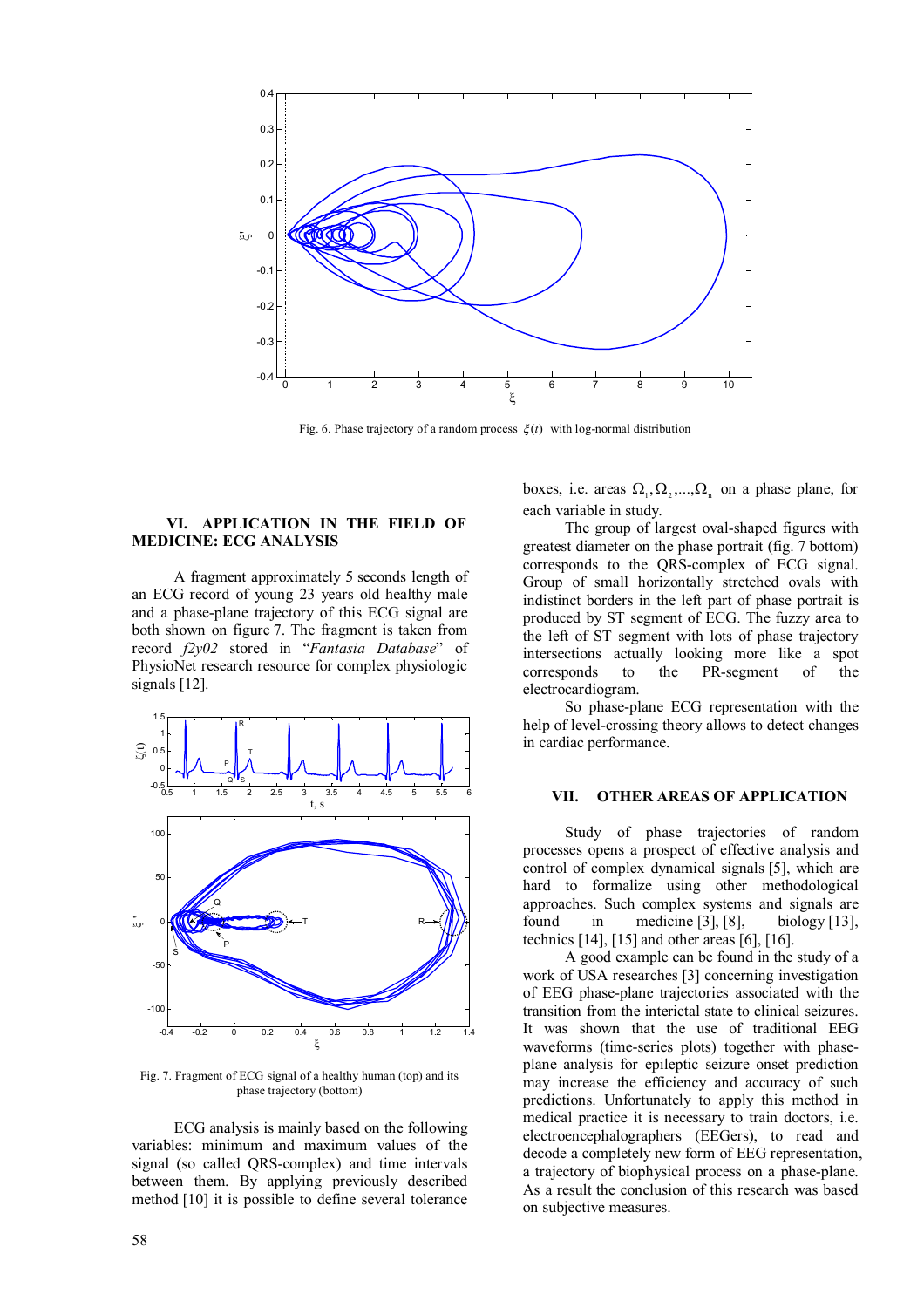Fig. 6. Phase trajectory of a random process $\xi(t)$ with log-normal distribution

## VI. APPLICATION IN THE FIELD OF MEDICINE: ECG ANALYSIS

A fragment approximately 5 seconds length of an ECG record of young 23 years old healthy male and a phase-plane trajectory of this ECG signal are both shown on figure 7. The fragment is taken from record *f2y02* stored in "*Fantasia Database*" of PhysioNet research resource for complex physiologic signals [12].

Fig. 7. Fragment of ECG signal of a healthy human (top) and its phase trajectory (bottom)

ECG analysis is mainly based on the following variables: minimum and maximum values of the signal (so called QRS-complex) and time intervals between them. By applying previously described method [10] it is possible to define several tolerance boxes, i.e. areas $\Omega_1, \Omega_2, ..., \Omega_n$ on a phase plane, for each variable in study.

The group of largest oval-shaped figures with greatest diameter on the phase portrait (fig. 7 bottom) corresponds to the QRS-complex of ECG signal. Group of small horizontally stretched ovals with indistinct borders in the left part of phase portrait is produced by ST segment of ECG. The fuzzy area to the left of ST segment with lots of phase trajectory intersections actually looking more like a spot corresponds to the PR-segment of the electrocardiogram.

So phase-plane ECG representation with the help of level-crossing theory allows to detect changes in cardiac performance.

## VII. OTHER AREAS OF APPLICATION

Study of phase trajectories of random processes opens a prospect of effective analysis and control of complex dynamical signals [5], which are hard to formalize using other methodological approaches. Such complex systems and signals are found in medicine [3], [8], biology [13], technics [14], [15] and other areas [6], [16].

A good example can be found in the study of a work of USA researches [3] concerning investigation of EEG phase-plane trajectories associated with the transition from the interictal state to clinical seizures. It was shown that the use of traditional EEG waveforms (time-series plots) together with phase-plane analysis for epileptic seizure onset prediction may increase the efficiency and accuracy of such predictions. Unfortunately to apply this method in medical practice it is necessary to train doctors, i.e. electroencephalographers (EEGers), to read and decode a completely new form of EEG representation, a trajectory of biophysical process on a phase-plane. As a result the conclusion of this research was based on subjective measures.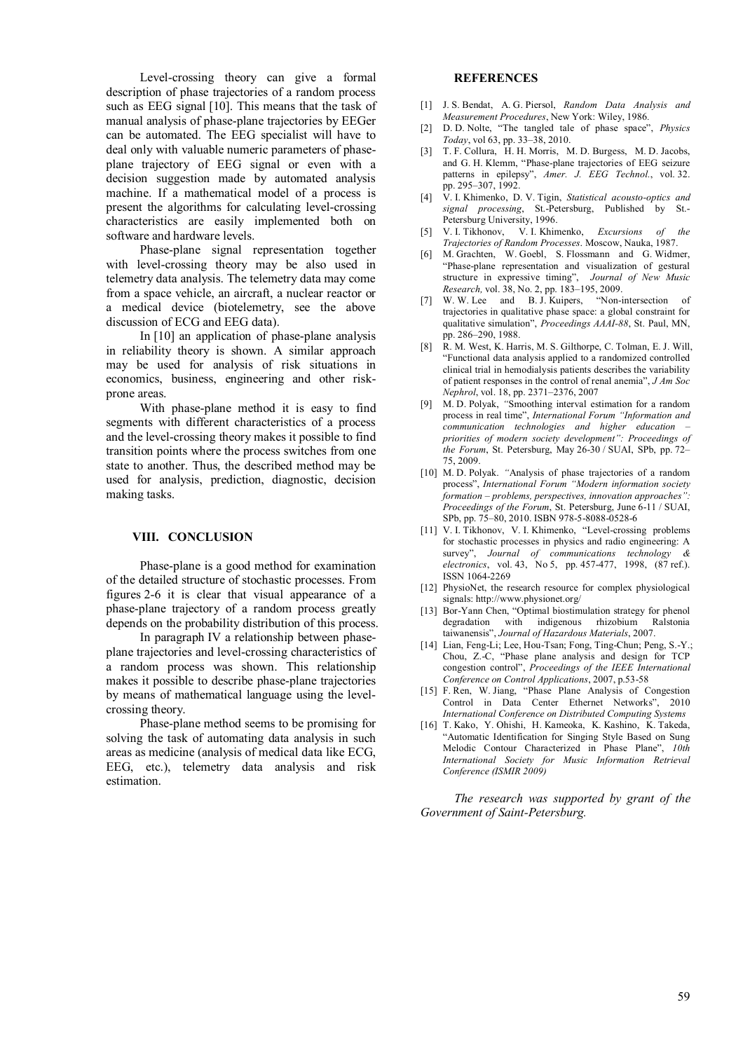Level-crossing theory can give a formal description of phase trajectories of a random process such as EEG signal [10]. This means that the task of manual analysis of phase-plane trajectories by EEGer can be automated. The EEG specialist will have to deal only with valuable numeric parameters of phase-plane trajectory of EEG signal or even with a decision suggestion made by automated analysis machine. If a mathematical model of a process is present the algorithms for calculating level-crossing characteristics are easily implemented both on software and hardware levels.

Phase-plane signal representation together with level-crossing theory may be also used in telemetry data analysis. The telemetry data may come from a space vehicle, an aircraft, a nuclear reactor or a medical device (biotelemetry, see the above discussion of ECG and EEG data).

In [10] an application of phase-plane analysis in reliability theory is shown. A similar approach may be used for analysis of risk situations in economics, business, engineering and other risk-prone areas.

With phase-plane method it is easy to find segments with different characteristics of a process and the level-crossing theory makes it possible to find transition points where the process switches from one state to another. Thus, the described method may be used for analysis, prediction, diagnostic, decision making tasks.

## VIII. CONCLUSION

Phase-plane is a good method for examination of the detailed structure of stochastic processes. From figures 2-6 it is clear that visual appearance of a phase-plane trajectory of a random process greatly depends on the probability distribution of this process.

In paragraph IV a relationship between phase-plane trajectories and level-crossing characteristics of a random process was shown. This relationship makes it possible to describe phase-plane trajectories by means of mathematical language using the level-crossing theory.

Phase-plane method seems to be promising for solving the task of automating data analysis in such areas as medicine (analysis of medical data like ECG, EEG, etc.), telemetry data analysis and risk estimation.

## REFERENCES

[1] J. S. Bendat, A. G. Piersol, *Random Data Analysis and Measurement Procedures*, New York: Wiley, 1986.

[2] D. D. Nolte, "The tangled tale of phase space", *Physics Today*, vol 63, pp. 33–38, 2010.

[3] T. F. Collura, H. H. Morris, M. D. Burgess, M. D. Jacobs, and G. H. Klemm, "Phase-plane trajectories of EEG seizure patterns in epilepsy", *Amer. J. EEG Technol.*, vol. 32. pp. 295–307, 1992.

[4] V. I. Khimenko, D. V. Tigin, *Statistical acousto-optics and signal processing*, St.-Petersburg, Published by St.-Petersburg University, 1996.

[5] V. I. Tikhonov, V. I. Khimenko, *Excursions of the Trajectories of Random Processes*. Moscow, Nauka, 1987.

[6] M. Grachten, W. Goebl, S. Flossmann and G. Widmer, "Phase-plane representation and visualization of gestural structure in expressive timing", *Journal of New Music Research,* vol. 38, No. 2, pp. 183–195, 2009.

[7] W. W. Lee and B. J. Kuipers, "Non-intersection of trajectories in qualitative phase space: a global constraint for qualitative simulation", *Proceedings AAAI-88*, St. Paul, MN, pp. 286–290, 1988.

[8] R. M. West, K. Harris, M. S. Gilthorpe, C. Tolman, E. J. Will, "Functional data analysis applied to a randomized controlled clinical trial in hemodialysis patients describes the variability of patient responses in the control of renal anemia", *J Am Soc Nephrol*, vol. 18, pp. 2371–2376, 2007

[9] M. D. Polyak, "Smoothing interval estimation for a random process in real time", *International Forum "Information and communication technologies and higher education – priorities of modern society development": Proceedings of the Forum*, St. Petersburg, May 26-30 / SUAI, SPb, pp. 72–75, 2009.

[10] M. D. Polyak. "Analysis of phase trajectories of a random process", *International Forum "Modern information society formation – problems, perspectives, innovation approaches": Proceedings of the Forum*, St. Petersburg, June 6-11 / SUAI, SPb, pp. 75–80, 2010. ISBN 978-5-8088-0528-6

[11] V. I. Tikhonov, V. I. Khimenko, "Level-crossing problems for stochastic processes in physics and radio engineering: A survey", *Journal of communications technology & electronics*, vol. 43, No 5, pp. 457-477, 1998, (87 ref.). ISSN 1064-2269

[12] PhysioNet, the research resource for complex physiological signals: http://www.physionet.org/

[13] Bor-Yann Chen, "Optimal biostimulation strategy for phenol degradation with indigenous rhizobium Ralstonia taiwanensis", *Journal of Hazardous Materials*, 2007.

[14] Lian, Feng-Li; Lee, Hou-Tsan; Fong, Ting-Chun; Peng, S.-Y.; Chou, Z.-C, "Phase plane analysis and design for TCP congestion control", *Proceedings of the IEEE International Conference on Control Applications*, 2007, p.53-58

[15] F. Ren, W. Jiang, "Phase Plane Analysis of Congestion Control in Data Center Ethernet Networks", 2010 *International Conference on Distributed Computing Systems*

[16] T. Kako, Y. Ohishi, H. Kameoka, K. Kashino, K. Takeda, "Automatic Identification for Singing Style Based on Sung Melodic Contour Characterized in Phase Plane", *10th International Society for Music Information Retrieval Conference (ISMIR 2009)*

*The research was supported by grant of the Government of Saint-Petersburg.*